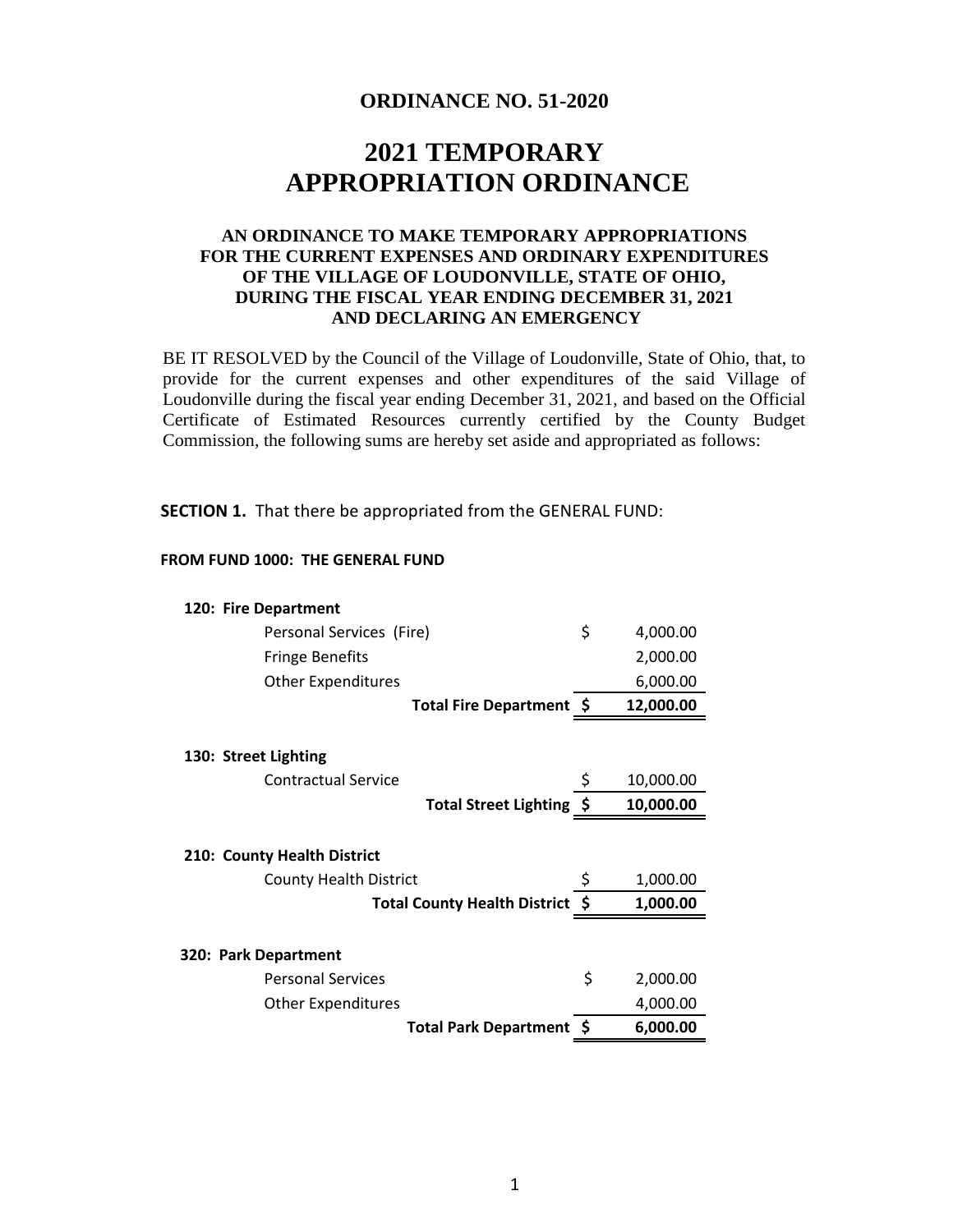**ORDINANCE NO. 51-2020**

# 2021 TEMPORARY APPROPRIATION ORDINANCE

### AN ORDINANCE TO MAKE TEMPORARY APPROPRIATIONS FOR THE CURRENT EXPENSES AND ORDINARY EXPENDITURES OF THE VILLAGE OF LOUDONVILLE, STATE OF OHIO, DURING THE FISCAL YEAR ENDING DECEMBER 31, 2021 AND DECLARING AN EMERGENCY

BE IT RESOLVED by the Council of the Village of Loudonville, State of Ohio, that, to provide for the current expenses and other expenditures of the said Village of Loudonville during the fiscal year ending December 31, 2021, and based on the Official Certificate of Estimated Resources currently certified by the County Budget Commission, the following sums are hereby set aside and appropriated as follows:

**SECTION 1.** That there be appropriated from the GENERAL FUND:

**FROM FUND 1000: THE GENERAL FUND**

| | | |
|---|---|---|
| **120: Fire Department** | | |
| Personal Services (Fire) | $ | 4,000.00 |
| Fringe Benefits | | 2,000.00 |
| Other Expenditures | | 6,000.00 |
| **Total Fire Department** | **$** | **12,000.00** |
| | | |
| **130: Street Lighting** | | |
| Contractual Service | $ | 10,000.00 |
| **Total Street Lighting** | **$** | **10,000.00** |
| | | |
| **210: County Health District** | | |
| County Health District | $ | 1,000.00 |
| **Total County Health District** | **$** | **1,000.00** |
| | | |
| **320: Park Department** | | |
| Personal Services | $ | 2,000.00 |
| Other Expenditures | | 4,000.00 |
| **Total Park Department** | **$** | **6,000.00** |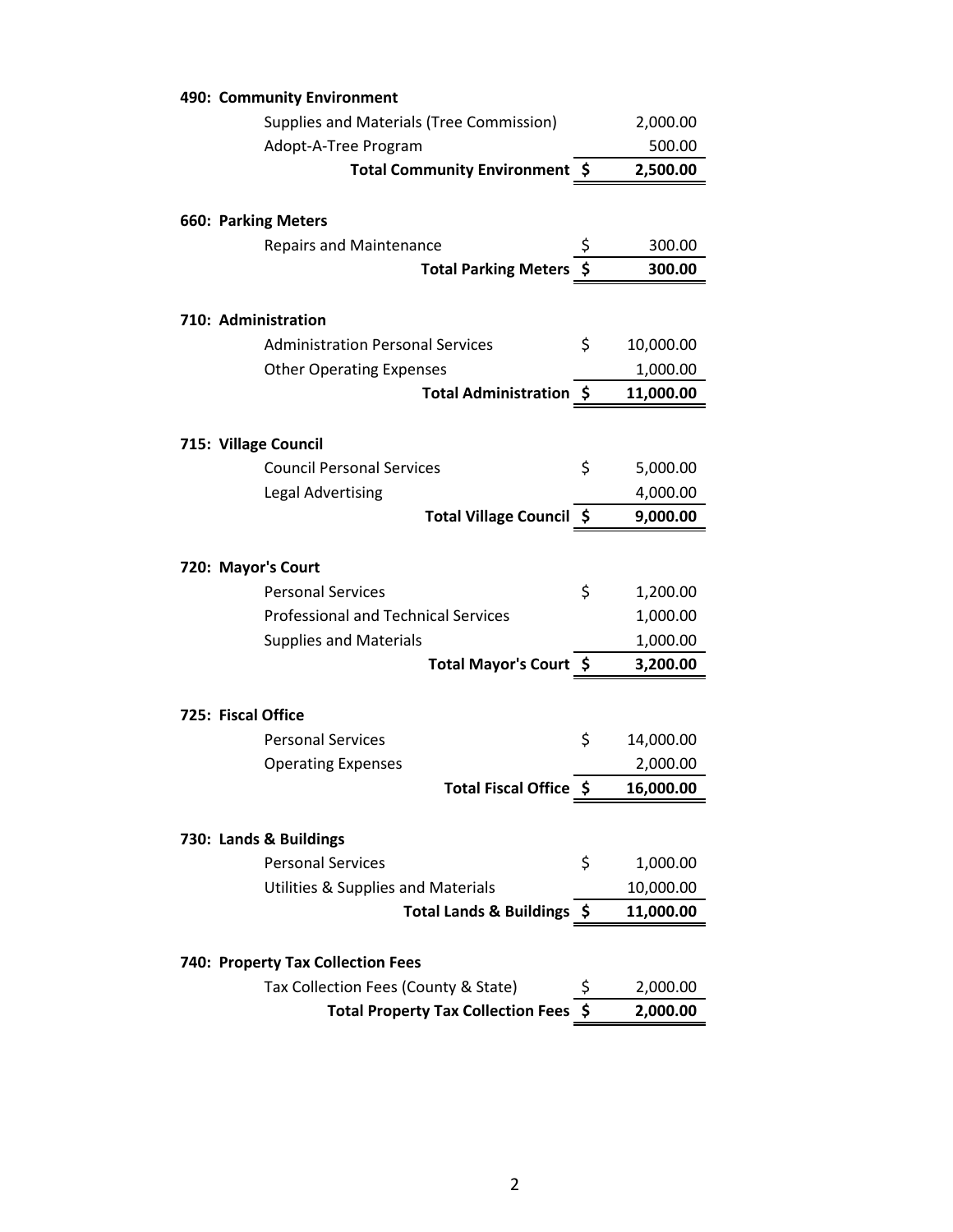**490: Community Environment**

| | | |
|---|---|---|
| Supplies and Materials (Tree Commission) | | 2,000.00 |
| Adopt-A-Tree Program | | 500.00 |
| **Total Community Environment** | **$** | **2,500.00** |

**660: Parking Meters**

| | | |
|---|---|---|
| Repairs and Maintenance | $ | 300.00 |
| **Total Parking Meters** | **$** | **300.00** |

**710: Administration**

| | | |
|---|---|---|
| Administration Personal Services | $ | 10,000.00 |
| Other Operating Expenses | | 1,000.00 |
| **Total Administration** | **$** | **11,000.00** |

**715: Village Council**

| | | |
|---|---|---|
| Council Personal Services | $ | 5,000.00 |
| Legal Advertising | | 4,000.00 |
| **Total Village Council** | **$** | **9,000.00** |

**720: Mayor's Court**

| | | |
|---|---|---|
| Personal Services | $ | 1,200.00 |
| Professional and Technical Services | | 1,000.00 |
| Supplies and Materials | | 1,000.00 |
| **Total Mayor's Court** | **$** | **3,200.00** |

**725: Fiscal Office**

| | | |
|---|---|---|
| Personal Services | $ | 14,000.00 |
| Operating Expenses | | 2,000.00 |
| **Total Fiscal Office** | **$** | **16,000.00** |

**730: Lands & Buildings**

| | | |
|---|---|---|
| Personal Services | $ | 1,000.00 |
| Utilities & Supplies and Materials | | 10,000.00 |
| **Total Lands & Buildings** | **$** | **11,000.00** |

**740: Property Tax Collection Fees**

| | | |
|---|---|---|
| Tax Collection Fees (County & State) | $ | 2,000.00 |
| **Total Property Tax Collection Fees** | **$** | **2,000.00** |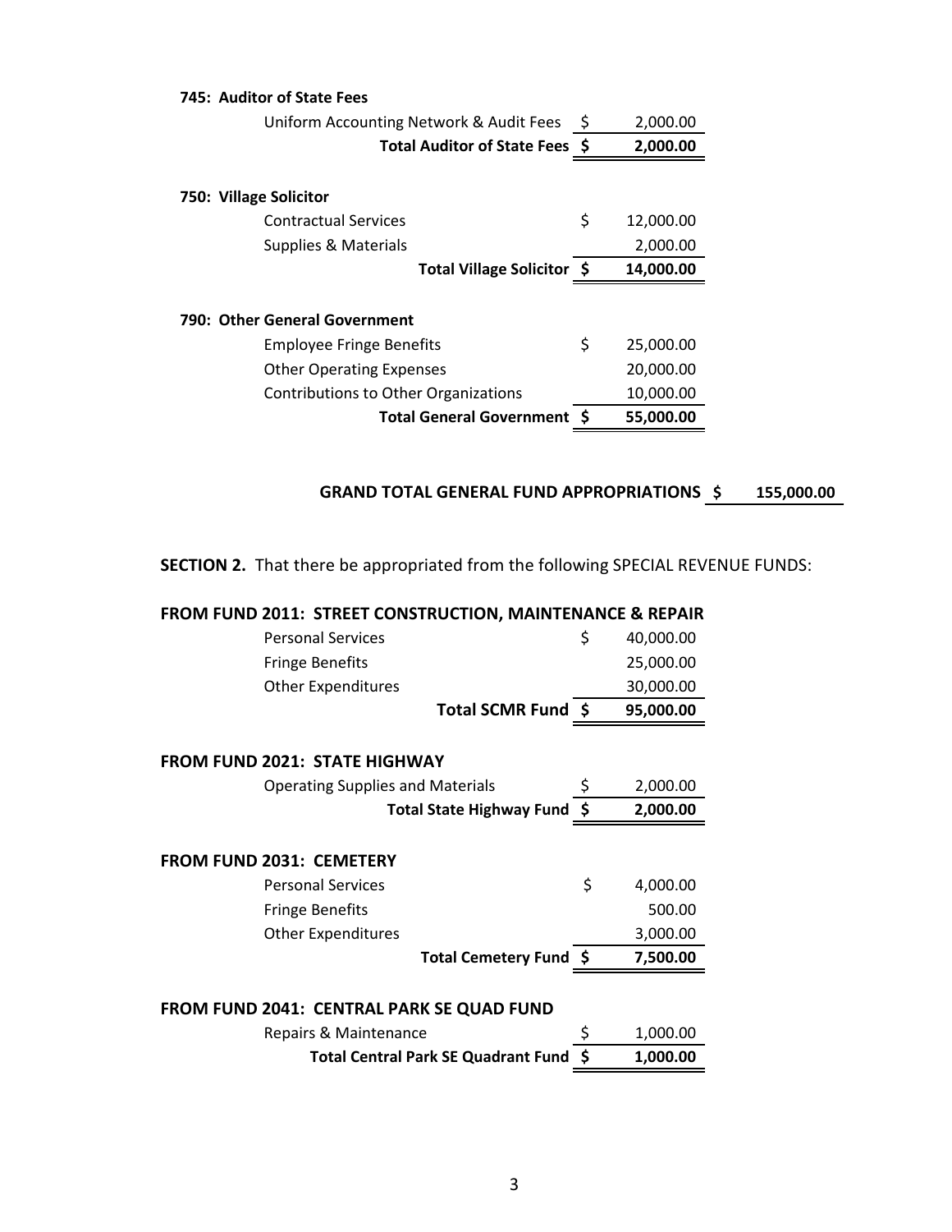**745: Auditor of State Fees**

| | | |
|---|---|---|
| Uniform Accounting Network & Audit Fees | $ | 2,000.00 |
| **Total Auditor of State Fees** | **$** | **2,000.00** |

**750: Village Solicitor**

| | | |
|---|---|---|
| Contractual Services | $ | 12,000.00 |
| Supplies & Materials | | 2,000.00 |
| **Total Village Solicitor** | **$** | **14,000.00** |

**790: Other General Government**

| | | |
|---|---|---|
| Employee Fringe Benefits | $ | 25,000.00 |
| Other Operating Expenses | | 20,000.00 |
| Contributions to Other Organizations | | 10,000.00 |
| **Total General Government** | **$** | **55,000.00** |

**GRAND TOTAL GENERAL FUND APPROPRIATIONS $ 155,000.00**

**SECTION 2.** That there be appropriated from the following SPECIAL REVENUE FUNDS:

**FROM FUND 2011: STREET CONSTRUCTION, MAINTENANCE & REPAIR**

| | | |
|---|---|---|
| Personal Services | $ | 40,000.00 |
| Fringe Benefits | | 25,000.00 |
| Other Expenditures | | 30,000.00 |
| **Total SCMR Fund** | **$** | **95,000.00** |

**FROM FUND 2021: STATE HIGHWAY**

| | | |
|---|---|---|
| Operating Supplies and Materials | $ | 2,000.00 |
| **Total State Highway Fund** | **$** | **2,000.00** |

**FROM FUND 2031: CEMETERY**

| | | |
|---|---|---|
| Personal Services | $ | 4,000.00 |
| Fringe Benefits | | 500.00 |
| Other Expenditures | | 3,000.00 |
| **Total Cemetery Fund** | **$** | **7,500.00** |

**FROM FUND 2041: CENTRAL PARK SE QUAD FUND**

| | | |
|---|---|---|
| Repairs & Maintenance | $ | 1,000.00 |
| **Total Central Park SE Quadrant Fund** | **$** | **1,000.00** |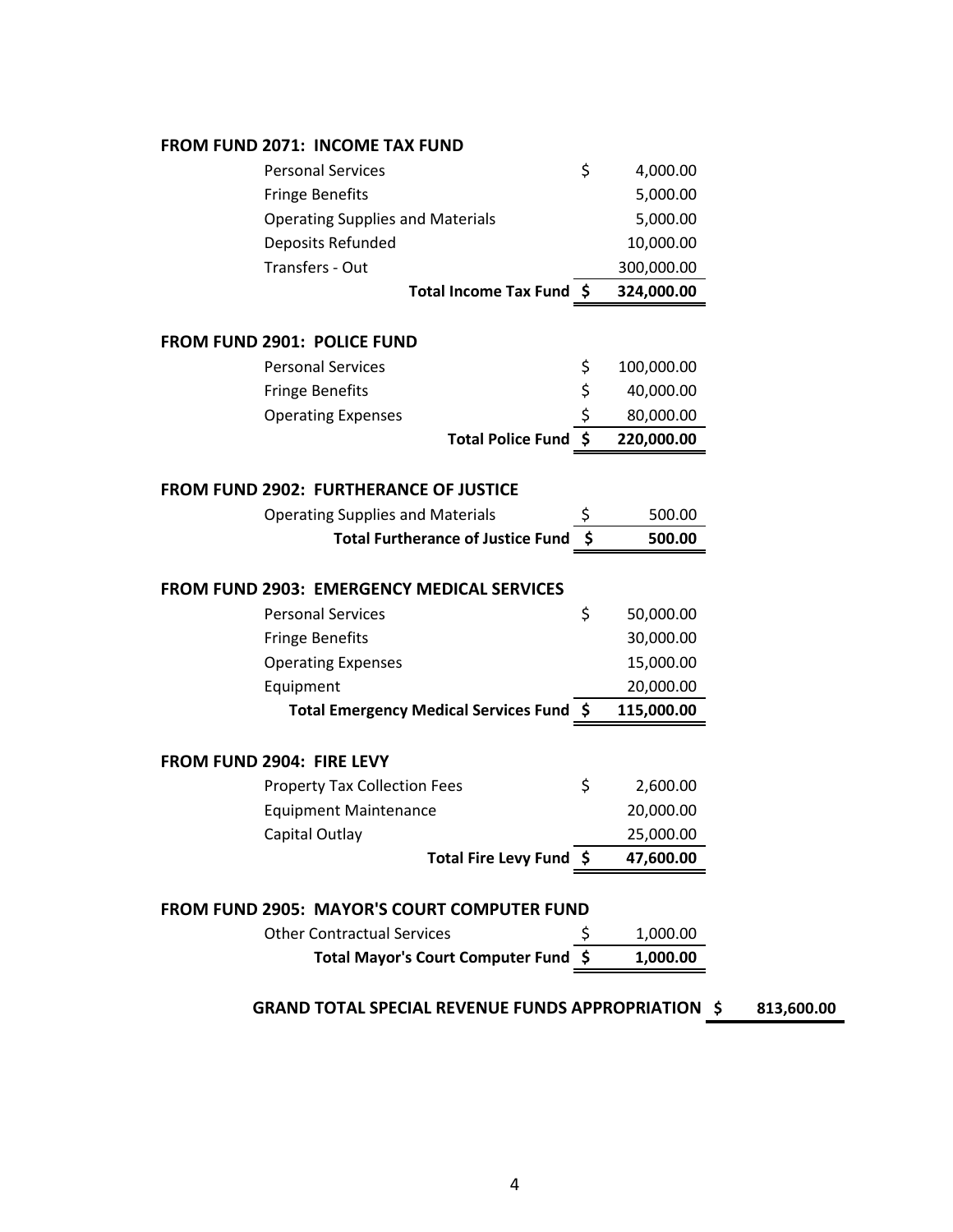**FROM FUND 2071: INCOME TAX FUND**

| | | |
|---|---|---|
| Personal Services | $ | 4,000.00 |
| Fringe Benefits | | 5,000.00 |
| Operating Supplies and Materials | | 5,000.00 |
| Deposits Refunded | | 10,000.00 |
| Transfers - Out | | 300,000.00 |
| **Total Income Tax Fund** | **$** | **324,000.00** |

**FROM FUND 2901: POLICE FUND**

| | | |
|---|---|---|
| Personal Services | $ | 100,000.00 |
| Fringe Benefits | $ | 40,000.00 |
| Operating Expenses | $ | 80,000.00 |
| **Total Police Fund** | **$** | **220,000.00** |

**FROM FUND 2902: FURTHERANCE OF JUSTICE**

| | | |
|---|---|---|
| Operating Supplies and Materials | $ | 500.00 |
| **Total Furtherance of Justice Fund** | **$** | **500.00** |

**FROM FUND 2903: EMERGENCY MEDICAL SERVICES**

| | | |
|---|---|---|
| Personal Services | $ | 50,000.00 |
| Fringe Benefits | | 30,000.00 |
| Operating Expenses | | 15,000.00 |
| Equipment | | 20,000.00 |
| **Total Emergency Medical Services Fund** | **$** | **115,000.00** |

**FROM FUND 2904: FIRE LEVY**

| | | |
|---|---|---|
| Property Tax Collection Fees | $ | 2,600.00 |
| Equipment Maintenance | | 20,000.00 |
| Capital Outlay | | 25,000.00 |
| **Total Fire Levy Fund** | **$** | **47,600.00** |

**FROM FUND 2905: MAYOR'S COURT COMPUTER FUND**

| | | |
|---|---|---|
| Other Contractual Services | $ | 1,000.00 |
| **Total Mayor's Court Computer Fund** | **$** | **1,000.00** |

**GRAND TOTAL SPECIAL REVENUE FUNDS APPROPRIATION $ 813,600.00**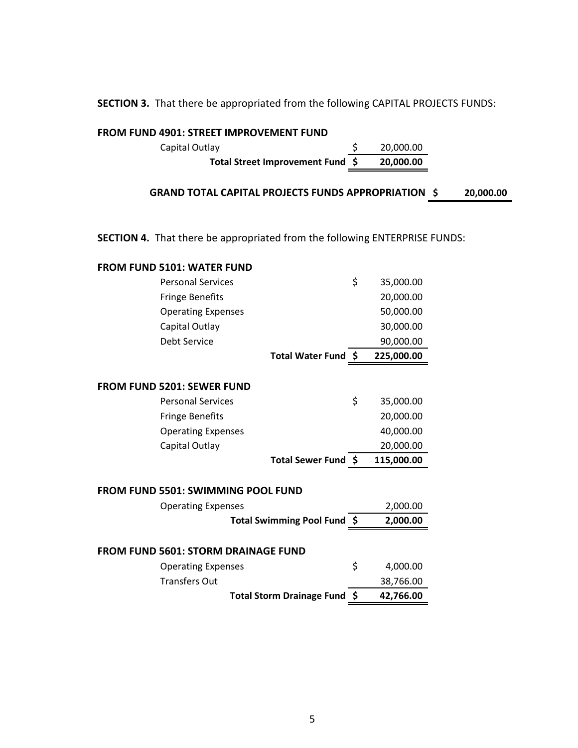**SECTION 3.** That there be appropriated from the following CAPITAL PROJECTS FUNDS:

**FROM FUND 4901: STREET IMPROVEMENT FUND**

| | | |
|---|---|---|
| Capital Outlay | $ | 20,000.00 |
| **Total Street Improvement Fund** | **$** | **20,000.00** |

**GRAND TOTAL CAPITAL PROJECTS FUNDS APPROPRIATION $ 20,000.00**

**SECTION 4.** That there be appropriated from the following ENTERPRISE FUNDS:

**FROM FUND 5101: WATER FUND**

| | | |
|---|---|---|
| Personal Services | $ | 35,000.00 |
| Fringe Benefits | | 20,000.00 |
| Operating Expenses | | 50,000.00 |
| Capital Outlay | | 30,000.00 |
| Debt Service | | 90,000.00 |
| **Total Water Fund** | **$** | **225,000.00** |

**FROM FUND 5201: SEWER FUND**

| | | |
|---|---|---|
| Personal Services | $ | 35,000.00 |
| Fringe Benefits | | 20,000.00 |
| Operating Expenses | | 40,000.00 |
| Capital Outlay | | 20,000.00 |
| **Total Sewer Fund** | **$** | **115,000.00** |

**FROM FUND 5501: SWIMMING POOL FUND**

| | | |
|---|---|---|
| Operating Expenses | | 2,000.00 |
| **Total Swimming Pool Fund** | **$** | **2,000.00** |

**FROM FUND 5601: STORM DRAINAGE FUND**

| | | |
|---|---|---|
| Operating Expenses | $ | 4,000.00 |
| Transfers Out | | 38,766.00 |
| **Total Storm Drainage Fund** | **$** | **42,766.00** |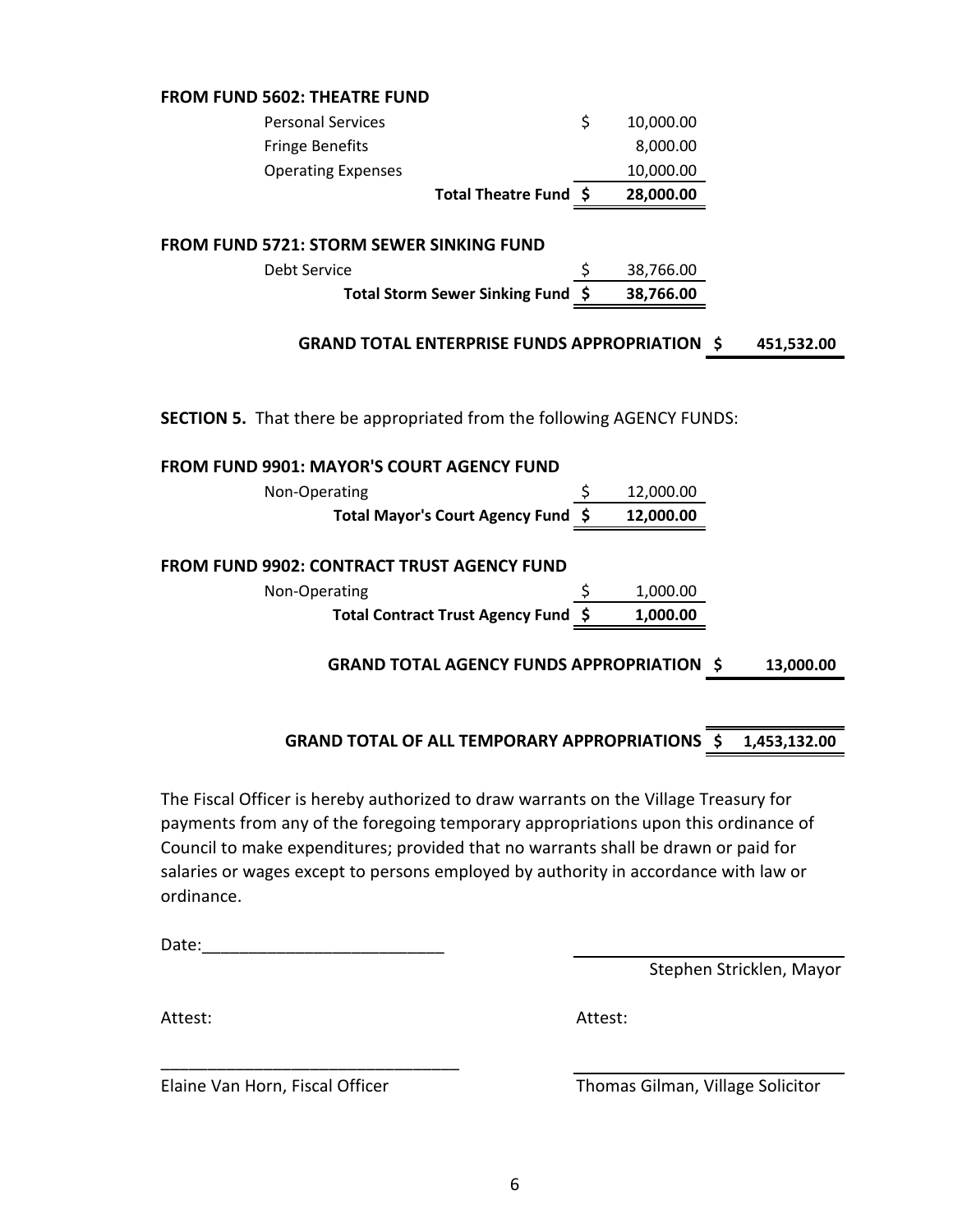**FROM FUND 5602: THEATRE FUND**

| | | |
|---|---|---|
| Personal Services | $ | 10,000.00 |
| Fringe Benefits | | 8,000.00 |
| Operating Expenses | | 10,000.00 |
| **Total Theatre Fund** | **$** | **28,000.00** |

**FROM FUND 5721: STORM SEWER SINKING FUND**

| | | |
|---|---|---|
| Debt Service | $ | 38,766.00 |
| **Total Storm Sewer Sinking Fund** | **$** | **38,766.00** |

**GRAND TOTAL ENTERPRISE FUNDS APPROPRIATION $ 451,532.00**

**SECTION 5.** That there be appropriated from the following AGENCY FUNDS:

**FROM FUND 9901: MAYOR'S COURT AGENCY FUND**

| | | |
|---|---|---|
| Non-Operating | $ | 12,000.00 |
| **Total Mayor's Court Agency Fund** | **$** | **12,000.00** |

**FROM FUND 9902: CONTRACT TRUST AGENCY FUND**

| | | |
|---|---|---|
| Non-Operating | $ | 1,000.00 |
| **Total Contract Trust Agency Fund** | **$** | **1,000.00** |

**GRAND TOTAL AGENCY FUNDS APPROPRIATION $ 13,000.00**

**GRAND TOTAL OF ALL TEMPORARY APPROPRIATIONS $ 1,453,132.00**

The Fiscal Officer is hereby authorized to draw warrants on the Village Treasury for payments from any of the foregoing temporary appropriations upon this ordinance of Council to make expenditures; provided that no warrants shall be drawn or paid for salaries or wages except to persons employed by authority in accordance with law or ordinance.

Date:\_\_\_\_\_\_\_\_\_\_\_\_\_\_\_\_\_\_\_\_\_\_\_\_\_\_

\_\_\_\_\_\_\_\_\_\_\_\_\_\_\_\_\_\_\_\_\_\_\_\_\_\_\_\_
Stephen Stricklen, Mayor

Attest:

\_\_\_\_\_\_\_\_\_\_\_\_\_\_\_\_\_\_\_\_\_\_\_\_\_\_\_\_\_\_\_\_
Elaine Van Horn, Fiscal Officer

Attest:

\_\_\_\_\_\_\_\_\_\_\_\_\_\_\_\_\_\_\_\_\_\_\_\_\_\_\_\_
Thomas Gilman, Village Solicitor